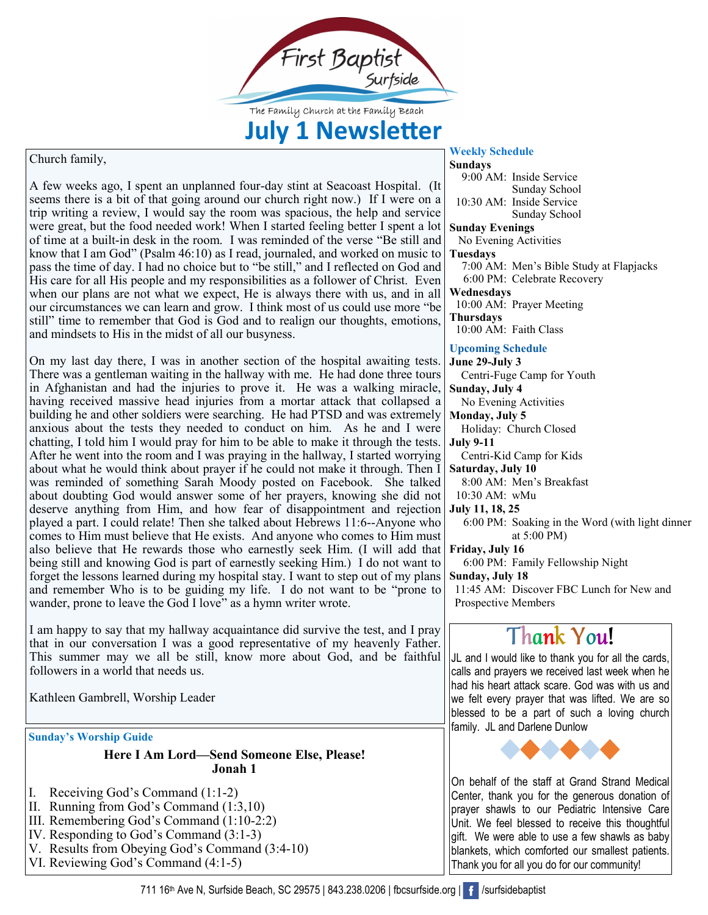First Baptist Surfside

The Family Church at the Family Beach

# July 1 Newsletter

Church family,

A few weeks ago, I spent an unplanned four-day stint at Seacoast Hospital. (It seems there is a bit of that going around our church right now.) If I were on a trip writing a review, I would say the room was spacious, the help and service were great, but the food needed work! When I started feeling better I spent a lot of time at a built-in desk in the room. I was reminded of the verse "Be still and know that I am God" (Psalm 46:10) as I read, journaled, and worked on music to pass the time of day. I had no choice but to "be still," and I reflected on God and His care for all His people and my responsibilities as a follower of Christ. Even when our plans are not what we expect, He is always there with us, and in all our circumstances we can learn and grow. I think most of us could use more "be still" time to remember that God is God and to realign our thoughts, emotions, and mindsets to His in the midst of all our busyness.

On my last day there, I was in another section of the hospital awaiting tests. There was a gentleman waiting in the hallway with me. He had done three tours in Afghanistan and had the injuries to prove it. He was a walking miracle, having received massive head injuries from a mortar attack that collapsed a building he and other soldiers were searching. He had PTSD and was extremely anxious about the tests they needed to conduct on him. As he and I were chatting, I told him I would pray for him to be able to make it through the tests. After he went into the room and I was praying in the hallway, I started worrying about what he would think about prayer if he could not make it through. Then I was reminded of something Sarah Moody posted on Facebook. She talked about doubting God would answer some of her prayers, knowing she did not deserve anything from Him, and how fear of disappointment and rejection played a part. I could relate! Then she talked about Hebrews 11:6--Anyone who comes to Him must believe that He exists. And anyone who comes to Him must also believe that He rewards those who earnestly seek Him. (I will add that being still and knowing God is part of earnestly seeking Him.) I do not want to forget the lessons learned during my hospital stay. I want to step out of my plans and remember Who is to be guiding my life. I do not want to be "prone to wander, prone to leave the God I love" as a hymn writer wrote.

I am happy to say that my hallway acquaintance did survive the test, and I pray that in our conversation I was a good representative of my heavenly Father. This summer may we all be still, know more about God, and be faithful followers in a world that needs us.

Kathleen Gambrell, Worship Leader

## Sunday's Worship Guide

**Here I Am Lord—Send Someone Else, Please!**
**Jonah 1**

I. Receiving God's Command (1:1-2)
II. Running from God's Command (1:3,10)
III. Remembering God's Command (1:10-2:2)
IV. Responding to God's Command (3:1-3)
V. Results from Obeying God's Command (3:4-10)
VI. Reviewing God's Command (4:1-5)

## Weekly Schedule

**Sundays**
9:00 AM: Inside Service
Sunday School
10:30 AM: Inside Service
Sunday School

**Sunday Evenings**
No Evening Activities

**Tuesdays**
7:00 AM: Men's Bible Study at Flapjacks
6:00 PM: Celebrate Recovery

**Wednesdays**
10:00 AM: Prayer Meeting

**Thursdays**
10:00 AM: Faith Class

## Upcoming Schedule

**June 29-July 3**
Centri-Fuge Camp for Youth

**Sunday, July 4**
No Evening Activities

**Monday, July 5**
Holiday: Church Closed

**July 9-11**
Centri-Kid Camp for Kids

**Saturday, July 10**
8:00 AM: Men's Breakfast
10:30 AM: wMu

**July 11, 18, 25**
6:00 PM: Soaking in the Word (with light dinner at 5:00 PM)

**Friday, July 16**
6:00 PM: Family Fellowship Night

**Sunday, July 18**
11:45 AM: Discover FBC Lunch for New and Prospective Members

## Thank You!

JL and I would like to thank you for all the cards, calls and prayers we received last week when he had his heart attack scare. God was with us and we felt every prayer that was lifted. We are so blessed to be a part of such a loving church family. JL and Darlene Dunlow

On behalf of the staff at Grand Strand Medical Center, thank you for the generous donation of prayer shawls to our Pediatric Intensive Care Unit. We feel blessed to receive this thoughtful gift. We were able to use a few shawls as baby blankets, which comforted our smallest patients. Thank you for all you do for our community!

711 16th Ave N, Surfside Beach, SC 29575 | 843.238.0206 | fbcsurfside.org | /surfsidebaptist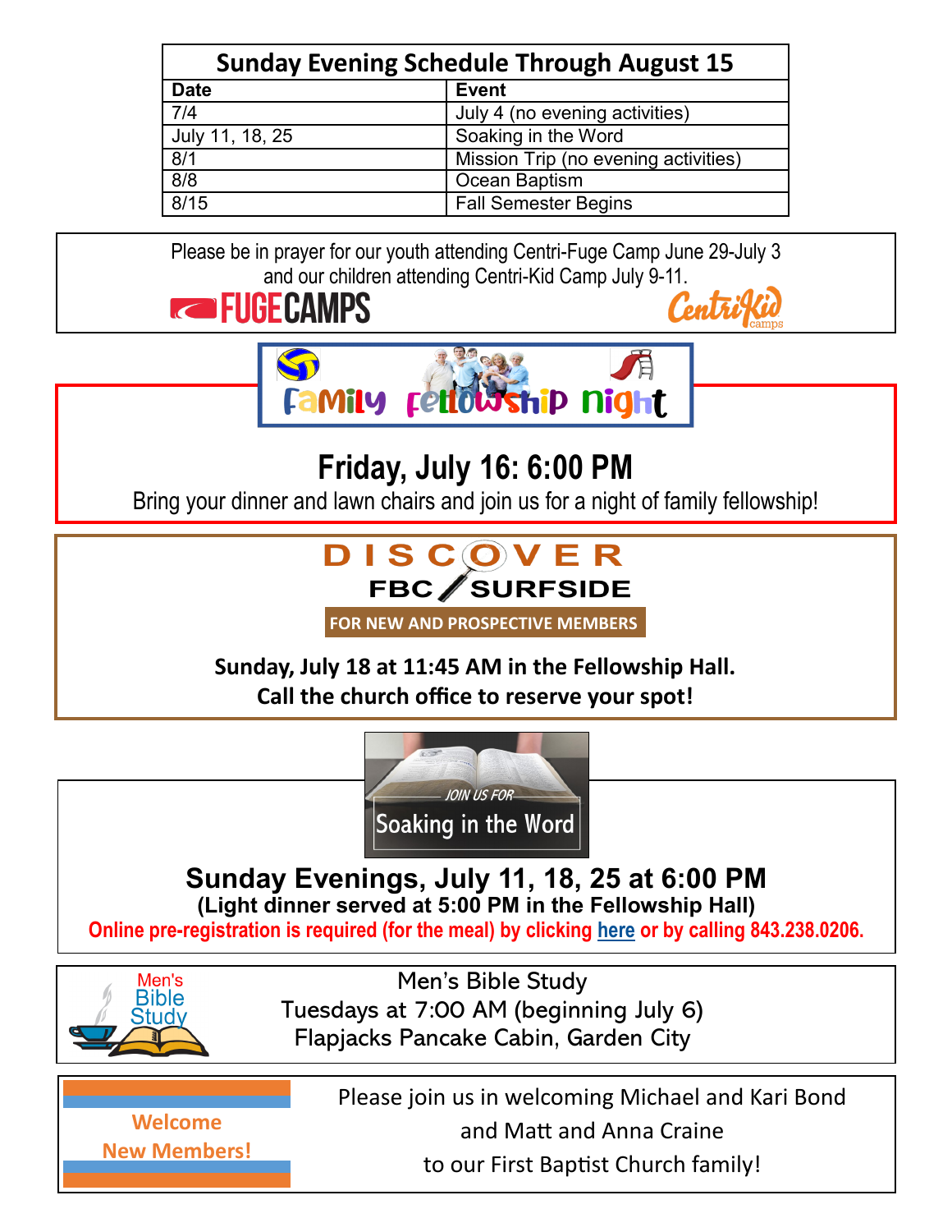| Sunday Evening Schedule Through August 15 | |
|---|---|
| **Date** | **Event** |
| 7/4 | July 4 (no evening activities) |
| July 11, 18, 25 | Soaking in the Word |
| 8/1 | Mission Trip (no evening activities) |
| 8/8 | Ocean Baptism |
| 8/15 | Fall Semester Begins |

Please be in prayer for our youth attending Centri-Fuge Camp June 29-July 3 and our children attending Centri-Kid Camp July 9-11.

FUGE CAMPS

CentriKid camps

## Family Fellowship Night

## Friday, July 16: 6:00 PM

Bring your dinner and lawn chairs and join us for a night of family fellowship!

## DISCOVER FBC SURFSIDE

**FOR NEW AND PROSPECTIVE MEMBERS**

**Sunday, July 18 at 11:45 AM in the Fellowship Hall.**
**Call the church office to reserve your spot!**

JOIN US FOR

Soaking in the Word

## Sunday Evenings, July 11, 18, 25 at 6:00 PM

**(Light dinner served at 5:00 PM in the Fellowship Hall)**

**Online pre-registration is required (for the meal) by clicking here or by calling 843.238.0206.**

Men's Bible Study

Men's Bible Study
Tuesdays at 7:00 AM (beginning July 6)
Flapjacks Pancake Cabin, Garden City

**Welcome New Members!**

Please join us in welcoming Michael and Kari Bond and Matt and Anna Craine to our First Baptist Church family!